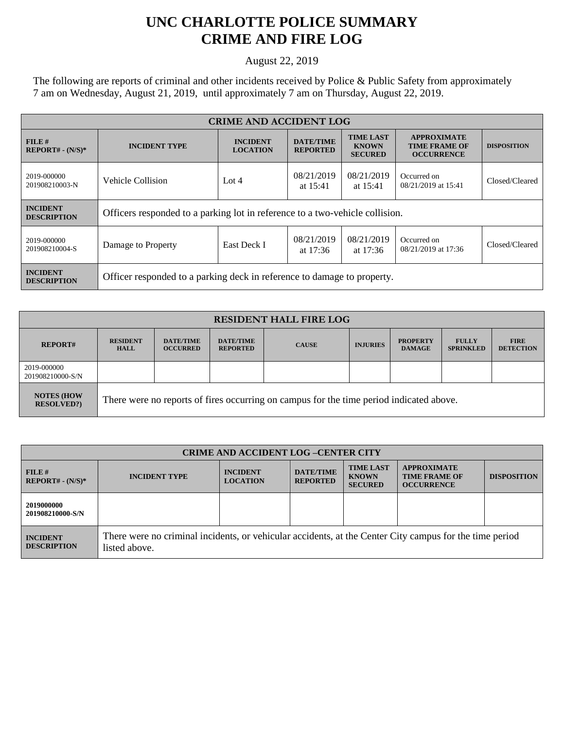# UNC CHARLOTTE POLICE SUMMARY
# CRIME AND FIRE LOG

August 22, 2019

The following are reports of criminal and other incidents received by Police & Public Safety from approximately 7 am on Wednesday, August 21, 2019, until approximately 7 am on Thursday, August 22, 2019.

| CRIME AND ACCIDENT LOG | | | | | | |
|---|---|---|---|---|---|---|
| **FILE # REPORT# - (N/S)*** | **INCIDENT TYPE** | **INCIDENT LOCATION** | **DATE/TIME REPORTED** | **TIME LAST KNOWN SECURED** | **APPROXIMATE TIME FRAME OF OCCURRENCE** | **DISPOSITION** |
| 2019-000000 201908210003-N | Vehicle Collision | Lot 4 | 08/21/2019 at 15:41 | 08/21/2019 at 15:41 | Occurred on 08/21/2019 at 15:41 | Closed/Cleared |
| **INCIDENT DESCRIPTION** | Officers responded to a parking lot in reference to a two-vehicle collision. | | | | | |
| 2019-000000 201908210004-S | Damage to Property | East Deck I | 08/21/2019 at 17:36 | 08/21/2019 at 17:36 | Occurred on 08/21/2019 at 17:36 | Closed/Cleared |
| **INCIDENT DESCRIPTION** | Officer responded to a parking deck in reference to damage to property. | | | | | |

| RESIDENT HALL FIRE LOG | | | | | | | | |
|---|---|---|---|---|---|---|---|---|
| **REPORT#** | **RESIDENT HALL** | **DATE/TIME OCCURRED** | **DATE/TIME REPORTED** | **CAUSE** | **INJURIES** | **PROPERTY DAMAGE** | **FULLY SPRINKLED** | **FIRE DETECTION** |
| 2019-000000 201908210000-S/N | | | | | | | | |
| **NOTES (HOW RESOLVED?)** | There were no reports of fires occurring on campus for the time period indicated above. | | | | | | | |

| CRIME AND ACCIDENT LOG –CENTER CITY | | | | | | |
|---|---|---|---|---|---|---|
| **FILE # REPORT# - (N/S)*** | **INCIDENT TYPE** | **INCIDENT LOCATION** | **DATE/TIME REPORTED** | **TIME LAST KNOWN SECURED** | **APPROXIMATE TIME FRAME OF OCCURRENCE** | **DISPOSITION** |
| **2019000000 201908210000-S/N** | | | | | | |
| **INCIDENT DESCRIPTION** | There were no criminal incidents, or vehicular accidents, at the Center City campus for the time period listed above. | | | | | |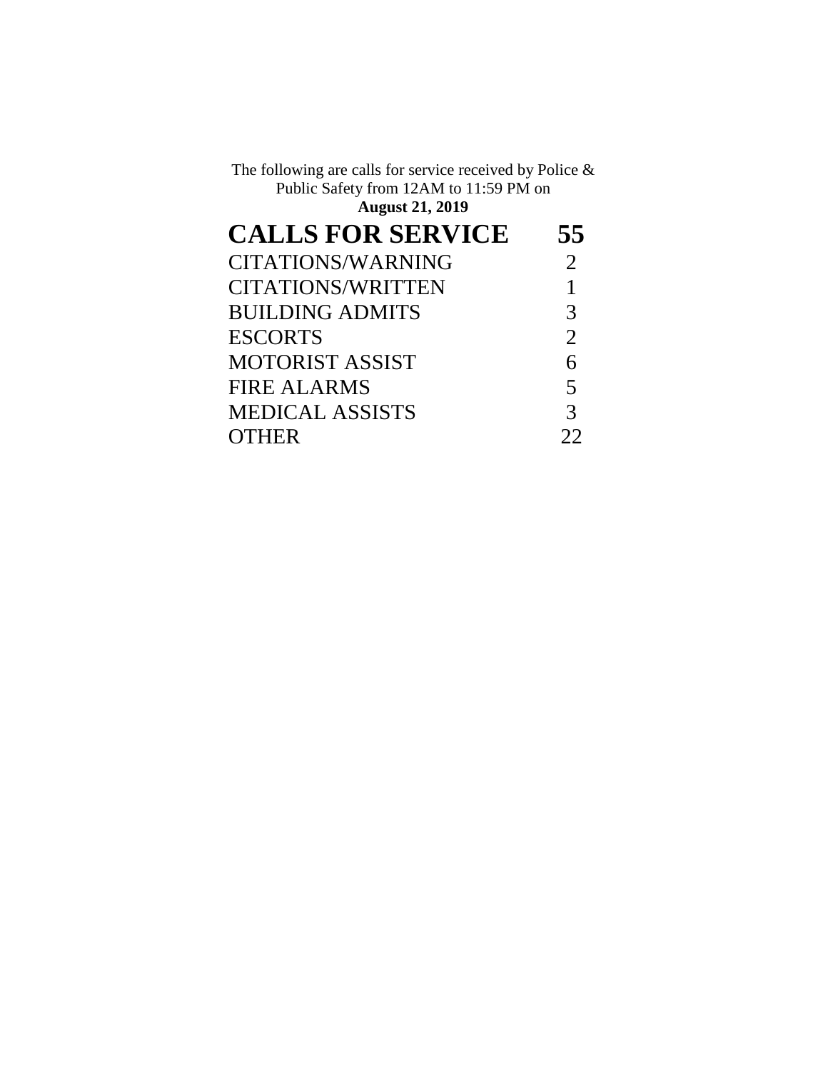The following are calls for service received by Police & Public Safety from 12AM to 11:59 PM on

**August 21, 2019**

| | |
|---|---|
| **CALLS FOR SERVICE** | **55** |
| CITATIONS/WARNING | 2 |
| CITATIONS/WRITTEN | 1 |
| BUILDING ADMITS | 3 |
| ESCORTS | 2 |
| MOTORIST ASSIST | 6 |
| FIRE ALARMS | 5 |
| MEDICAL ASSISTS | 3 |
| OTHER | 22 |